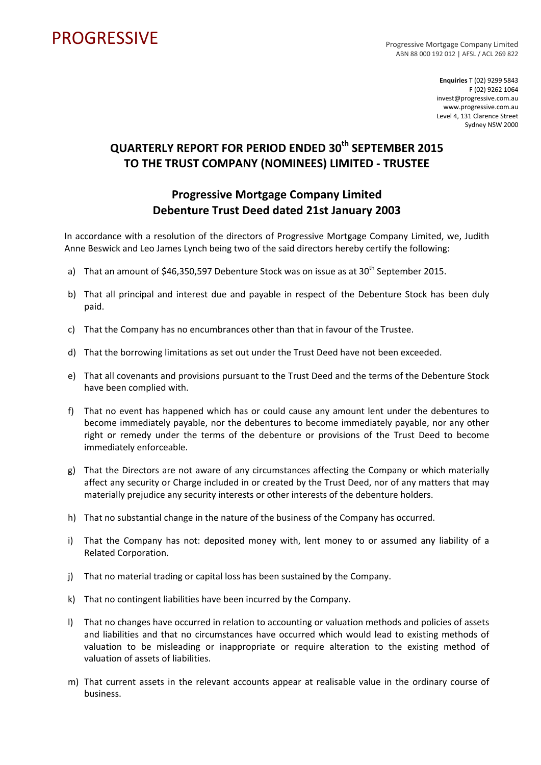PROGRESSIVE

Progressive Mortgage Company Limited
ABN 88 000 192 012 | AFSL / ACL 269 822

**Enquiries** T (02) 9299 5843
F (02) 9262 1064
invest@progressive.com.au
www.progressive.com.au
Level 4, 131 Clarence Street
Sydney NSW 2000

# QUARTERLY REPORT FOR PERIOD ENDED 30th SEPTEMBER 2015 TO THE TRUST COMPANY (NOMINEES) LIMITED - TRUSTEE

## Progressive Mortgage Company Limited Debenture Trust Deed dated 21st January 2003

In accordance with a resolution of the directors of Progressive Mortgage Company Limited, we, Judith Anne Beswick and Leo James Lynch being two of the said directors hereby certify the following:

a) That an amount of $46,350,597 Debenture Stock was on issue as at 30th September 2015.

b) That all principal and interest due and payable in respect of the Debenture Stock has been duly paid.

c) That the Company has no encumbrances other than that in favour of the Trustee.

d) That the borrowing limitations as set out under the Trust Deed have not been exceeded.

e) That all covenants and provisions pursuant to the Trust Deed and the terms of the Debenture Stock have been complied with.

f) That no event has happened which has or could cause any amount lent under the debentures to become immediately payable, nor the debentures to become immediately payable, nor any other right or remedy under the terms of the debenture or provisions of the Trust Deed to become immediately enforceable.

g) That the Directors are not aware of any circumstances affecting the Company or which materially affect any security or Charge included in or created by the Trust Deed, nor of any matters that may materially prejudice any security interests or other interests of the debenture holders.

h) That no substantial change in the nature of the business of the Company has occurred.

i) That the Company has not: deposited money with, lent money to or assumed any liability of a Related Corporation.

j) That no material trading or capital loss has been sustained by the Company.

k) That no contingent liabilities have been incurred by the Company.

l) That no changes have occurred in relation to accounting or valuation methods and policies of assets and liabilities and that no circumstances have occurred which would lead to existing methods of valuation to be misleading or inappropriate or require alteration to the existing method of valuation of assets of liabilities.

m) That current assets in the relevant accounts appear at realisable value in the ordinary course of business.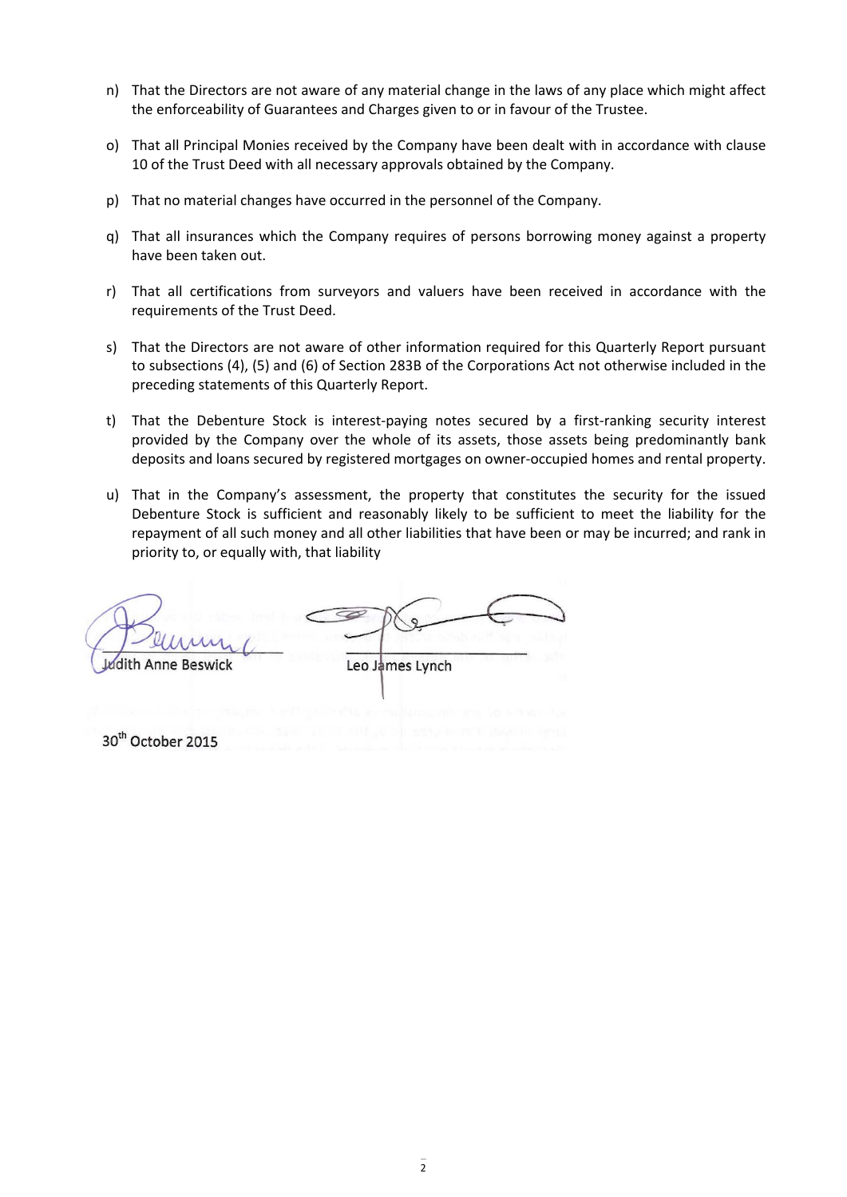n) That the Directors are not aware of any material change in the laws of any place which might affect the enforceability of Guarantees and Charges given to or in favour of the Trustee.

o) That all Principal Monies received by the Company have been dealt with in accordance with clause 10 of the Trust Deed with all necessary approvals obtained by the Company.

p) That no material changes have occurred in the personnel of the Company.

q) That all insurances which the Company requires of persons borrowing money against a property have been taken out.

r) That all certifications from surveyors and valuers have been received in accordance with the requirements of the Trust Deed.

s) That the Directors are not aware of other information required for this Quarterly Report pursuant to subsections (4), (5) and (6) of Section 283B of the Corporations Act not otherwise included in the preceding statements of this Quarterly Report.

t) That the Debenture Stock is interest-paying notes secured by a first-ranking security interest provided by the Company over the whole of its assets, those assets being predominantly bank deposits and loans secured by registered mortgages on owner-occupied homes and rental property.

u) That in the Company's assessment, the property that constitutes the security for the issued Debenture Stock is sufficient and reasonably likely to be sufficient to meet the liability for the repayment of all such money and all other liabilities that have been or may be incurred; and rank in priority to, or equally with, that liability

Judith Anne Beswick

Leo James Lynch

30th October 2015